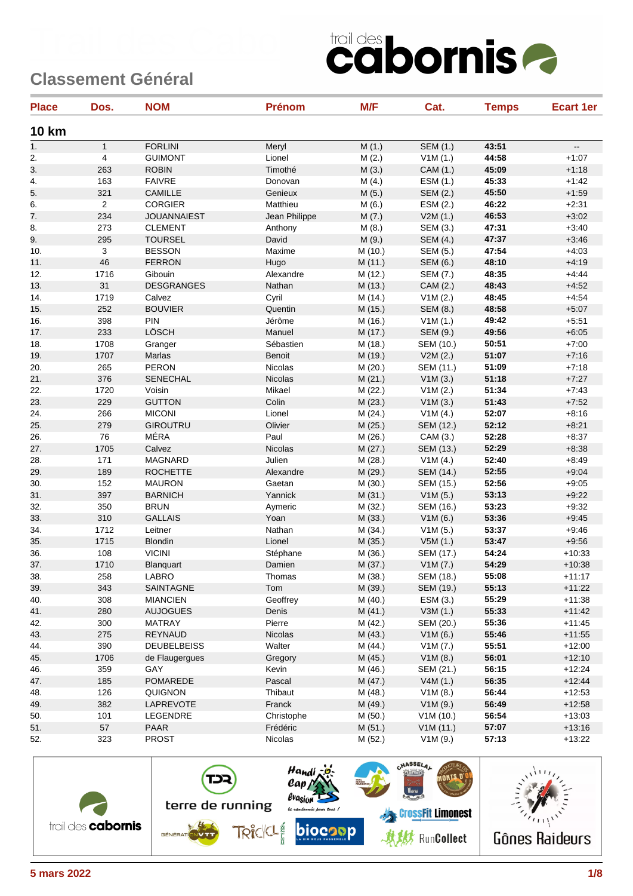# Classement Général

## 10 km

| Place | Dos. | NOM | Prénom | M/F | Cat. | Temps | Ecart 1er |
|---|---|---|---|---|---|---|---|
| 1. | 1 | FORLINI | Meryl | M (1.) | SEM (1.) | **43:51** | -- |
| 2. | 4 | GUIMONT | Lionel | M (2.) | V1M (1.) | **44:58** | +1:07 |
| 3. | 263 | ROBIN | Timothé | M (3.) | CAM (1.) | **45:09** | +1:18 |
| 4. | 163 | FAIVRE | Donovan | M (4.) | ESM (1.) | **45:33** | +1:42 |
| 5. | 321 | CAMILLE | Genieux | M (5.) | SEM (2.) | **45:50** | +1:59 |
| 6. | 2 | CORGIER | Matthieu | M (6.) | ESM (2.) | **46:22** | +2:31 |
| 7. | 234 | JOUANNAIEST | Jean Philippe | M (7.) | V2M (1.) | **46:53** | +3:02 |
| 8. | 273 | CLEMENT | Anthony | M (8.) | SEM (3.) | **47:31** | +3:40 |
| 9. | 295 | TOURSEL | David | M (9.) | SEM (4.) | **47:37** | +3:46 |
| 10. | 3 | BESSON | Maxime | M (10.) | SEM (5.) | **47:54** | +4:03 |
| 11. | 46 | FERRON | Hugo | M (11.) | SEM (6.) | **48:10** | +4:19 |
| 12. | 1716 | Gibouin | Alexandre | M (12.) | SEM (7.) | **48:35** | +4:44 |
| 13. | 31 | DESGRANGES | Nathan | M (13.) | CAM (2.) | **48:43** | +4:52 |
| 14. | 1719 | Calvez | Cyril | M (14.) | V1M (2.) | **48:45** | +4:54 |
| 15. | 252 | BOUVIER | Quentin | M (15.) | SEM (8.) | **48:58** | +5:07 |
| 16. | 398 | PIN | Jérôme | M (16.) | V1M (1.) | **49:42** | +5:51 |
| 17. | 233 | LÖSCH | Manuel | M (17.) | SEM (9.) | **49:56** | +6:05 |
| 18. | 1708 | Granger | Sébastien | M (18.) | SEM (10.) | **50:51** | +7:00 |
| 19. | 1707 | Marlas | Benoit | M (19.) | V2M (2.) | **51:07** | +7:16 |
| 20. | 265 | PERON | Nicolas | M (20.) | SEM (11.) | **51:09** | +7:18 |
| 21. | 376 | SENECHAL | Nicolas | M (21.) | V1M (3.) | **51:18** | +7:27 |
| 22. | 1720 | Voisin | Mikael | M (22.) | V1M (2.) | **51:34** | +7:43 |
| 23. | 229 | GUTTON | Colin | M (23.) | V1M (3.) | **51:43** | +7:52 |
| 24. | 266 | MICONI | Lionel | M (24.) | V1M (4.) | **52:07** | +8:16 |
| 25. | 279 | GIROUTRU | Olivier | M (25.) | SEM (12.) | **52:12** | +8:21 |
| 26. | 76 | MÉRA | Paul | M (26.) | CAM (3.) | **52:28** | +8:37 |
| 27. | 1705 | Calvez | Nicolas | M (27.) | SEM (13.) | **52:29** | +8:38 |
| 28. | 171 | MAGNARD | Julien | M (28.) | V1M (4.) | **52:40** | +8:49 |
| 29. | 189 | ROCHETTE | Alexandre | M (29.) | SEM (14.) | **52:55** | +9:04 |
| 30. | 152 | MAURON | Gaetan | M (30.) | SEM (15.) | **52:56** | +9:05 |
| 31. | 397 | BARNICH | Yannick | M (31.) | V1M (5.) | **53:13** | +9:22 |
| 32. | 350 | BRUN | Aymeric | M (32.) | SEM (16.) | **53:23** | +9:32 |
| 33. | 310 | GALLAIS | Yoan | M (33.) | V1M (6.) | **53:36** | +9:45 |
| 34. | 1712 | Leitner | Nathan | M (34.) | V1M (5.) | **53:37** | +9:46 |
| 35. | 1715 | Blondin | Lionel | M (35.) | V5M (1.) | **53:47** | +9:56 |
| 36. | 108 | VICINI | Stéphane | M (36.) | SEM (17.) | **54:24** | +10:33 |
| 37. | 1710 | Blanquart | Damien | M (37.) | V1M (7.) | **54:29** | +10:38 |
| 38. | 258 | LABRO | Thomas | M (38.) | SEM (18.) | **55:08** | +11:17 |
| 39. | 343 | SAINTAGNE | Tom | M (39.) | SEM (19.) | **55:13** | +11:22 |
| 40. | 308 | MIANCIEN | Geoffrey | M (40.) | ESM (3.) | **55:29** | +11:38 |
| 41. | 280 | AUJOGUES | Denis | M (41.) | V3M (1.) | **55:33** | +11:42 |
| 42. | 300 | MATRAY | Pierre | M (42.) | SEM (20.) | **55:36** | +11:45 |
| 43. | 275 | REYNAUD | Nicolas | M (43.) | V1M (6.) | **55:46** | +11:55 |
| 44. | 390 | DEUBELBEISS | Walter | M (44.) | V1M (7.) | **55:51** | +12:00 |
| 45. | 1706 | de Flaugergues | Gregory | M (45.) | V1M (8.) | **56:01** | +12:10 |
| 46. | 359 | GAY | Kevin | M (46.) | SEM (21.) | **56:15** | +12:24 |
| 47. | 185 | POMAREDE | Pascal | M (47.) | V4M (1.) | **56:35** | +12:44 |
| 48. | 126 | QUIGNON | Thibaut | M (48.) | V1M (8.) | **56:44** | +12:53 |
| 49. | 382 | LAPREVOTE | Franck | M (49.) | V1M (9.) | **56:49** | +12:58 |
| 50. | 101 | LEGENDRE | Christophe | M (50.) | V1M (10.) | **56:54** | +13:03 |
| 51. | 57 | PAAR | Frédéric | M (51.) | V1M (11.) | **57:07** | +13:16 |
| 52. | 323 | PROST | Nicolas | M (52.) | V1M (9.) | **57:13** | +13:22 |

5 mars 2022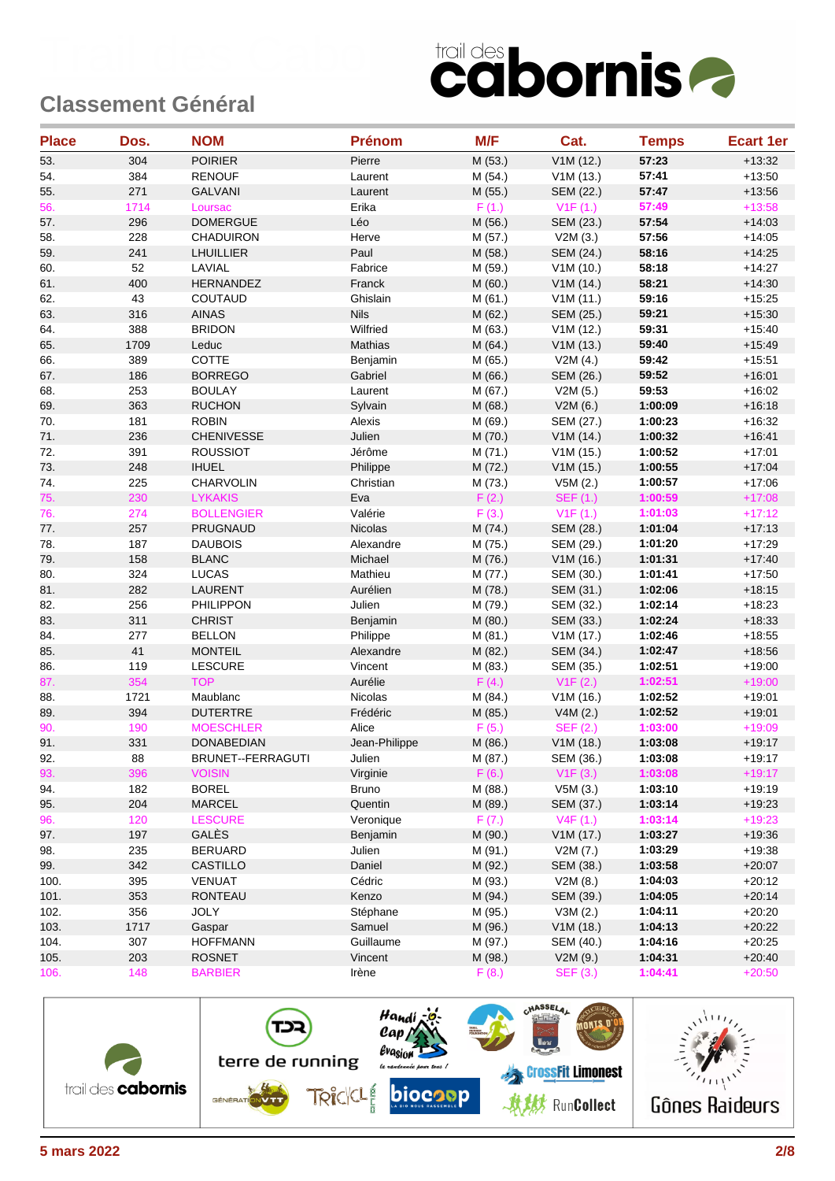## Classement Général

| Place | Dos. | NOM | Prénom | M/F | Cat. | Temps | Ecart 1er |
|---|---|---|---|---|---|---|---|
| 53. | 304 | POIRIER | Pierre | M (53.) | V1M (12.) | 57:23 | +13:32 |
| 54. | 384 | RENOUF | Laurent | M (54.) | V1M (13.) | 57:41 | +13:50 |
| 55. | 271 | GALVANI | Laurent | M (55.) | SEM (22.) | 57:47 | +13:56 |
| 56. | 1714 | Loursac | Erika | F (1.) | V1F (1.) | 57:49 | +13:58 |
| 57. | 296 | DOMERGUE | Léo | M (56.) | SEM (23.) | 57:54 | +14:03 |
| 58. | 228 | CHADUIRON | Herve | M (57.) | V2M (3.) | 57:56 | +14:05 |
| 59. | 241 | LHUILLIER | Paul | M (58.) | SEM (24.) | 58:16 | +14:25 |
| 60. | 52 | LAVIAL | Fabrice | M (59.) | V1M (10.) | 58:18 | +14:27 |
| 61. | 400 | HERNANDEZ | Franck | M (60.) | V1M (14.) | 58:21 | +14:30 |
| 62. | 43 | COUTAUD | Ghislain | M (61.) | V1M (11.) | 59:16 | +15:25 |
| 63. | 316 | AINAS | Nils | M (62.) | SEM (25.) | 59:21 | +15:30 |
| 64. | 388 | BRIDON | Wilfried | M (63.) | V1M (12.) | 59:31 | +15:40 |
| 65. | 1709 | Leduc | Mathias | M (64.) | V1M (13.) | 59:40 | +15:49 |
| 66. | 389 | COTTE | Benjamin | M (65.) | V2M (4.) | 59:42 | +15:51 |
| 67. | 186 | BORREGO | Gabriel | M (66.) | SEM (26.) | 59:52 | +16:01 |
| 68. | 253 | BOULAY | Laurent | M (67.) | V2M (5.) | 59:53 | +16:02 |
| 69. | 363 | RUCHON | Sylvain | M (68.) | V2M (6.) | 1:00:09 | +16:18 |
| 70. | 181 | ROBIN | Alexis | M (69.) | SEM (27.) | 1:00:23 | +16:32 |
| 71. | 236 | CHENIVESSE | Julien | M (70.) | V1M (14.) | 1:00:32 | +16:41 |
| 72. | 391 | ROUSSIOT | Jérôme | M (71.) | V1M (15.) | 1:00:52 | +17:01 |
| 73. | 248 | IHUEL | Philippe | M (72.) | V1M (15.) | 1:00:55 | +17:04 |
| 74. | 225 | CHARVOLIN | Christian | M (73.) | V5M (2.) | 1:00:57 | +17:06 |
| 75. | 230 | LYKAKIS | Eva | F (2.) | SEF (1.) | 1:00:59 | +17:08 |
| 76. | 274 | BOLLENGIER | Valérie | F (3.) | V1F (1.) | 1:01:03 | +17:12 |
| 77. | 257 | PRUGNAUD | Nicolas | M (74.) | SEM (28.) | 1:01:04 | +17:13 |
| 78. | 187 | DAUBOIS | Alexandre | M (75.) | SEM (29.) | 1:01:20 | +17:29 |
| 79. | 158 | BLANC | Michael | M (76.) | V1M (16.) | 1:01:31 | +17:40 |
| 80. | 324 | LUCAS | Mathieu | M (77.) | SEM (30.) | 1:01:41 | +17:50 |
| 81. | 282 | LAURENT | Aurélien | M (78.) | SEM (31.) | 1:02:06 | +18:15 |
| 82. | 256 | PHILIPPON | Julien | M (79.) | SEM (32.) | 1:02:14 | +18:23 |
| 83. | 311 | CHRIST | Benjamin | M (80.) | SEM (33.) | 1:02:24 | +18:33 |
| 84. | 277 | BELLON | Philippe | M (81.) | V1M (17.) | 1:02:46 | +18:55 |
| 85. | 41 | MONTEIL | Alexandre | M (82.) | SEM (34.) | 1:02:47 | +18:56 |
| 86. | 119 | LESCURE | Vincent | M (83.) | SEM (35.) | 1:02:51 | +19:00 |
| 87. | 354 | TOP | Aurélie | F (4.) | V1F (2.) | 1:02:51 | +19:00 |
| 88. | 1721 | Maublanc | Nicolas | M (84.) | V1M (16.) | 1:02:52 | +19:01 |
| 89. | 394 | DUTERTRE | Frédéric | M (85.) | V4M (2.) | 1:02:52 | +19:01 |
| 90. | 190 | MOESCHLER | Alice | F (5.) | SEF (2.) | 1:03:00 | +19:09 |
| 91. | 331 | DONABEDIAN | Jean-Philippe | M (86.) | V1M (18.) | 1:03:08 | +19:17 |
| 92. | 88 | BRUNET--FERRAGUTI | Julien | M (87.) | SEM (36.) | 1:03:08 | +19:17 |
| 93. | 396 | VOISIN | Virginie | F (6.) | V1F (3.) | 1:03:08 | +19:17 |
| 94. | 182 | BOREL | Bruno | M (88.) | V5M (3.) | 1:03:10 | +19:19 |
| 95. | 204 | MARCEL | Quentin | M (89.) | SEM (37.) | 1:03:14 | +19:23 |
| 96. | 120 | LESCURE | Veronique | F (7.) | V4F (1.) | 1:03:14 | +19:23 |
| 97. | 197 | GALÈS | Benjamin | M (90.) | V1M (17.) | 1:03:27 | +19:36 |
| 98. | 235 | BERUARD | Julien | M (91.) | V2M (7.) | 1:03:29 | +19:38 |
| 99. | 342 | CASTILLO | Daniel | M (92.) | SEM (38.) | 1:03:58 | +20:07 |
| 100. | 395 | VENUAT | Cédric | M (93.) | V2M (8.) | 1:04:03 | +20:12 |
| 101. | 353 | RONTEAU | Kenzo | M (94.) | SEM (39.) | 1:04:05 | +20:14 |
| 102. | 356 | JOLY | Stéphane | M (95.) | V3M (2.) | 1:04:11 | +20:20 |
| 103. | 1717 | Gaspar | Samuel | M (96.) | V1M (18.) | 1:04:13 | +20:22 |
| 104. | 307 | HOFFMANN | Guillaume | M (97.) | SEM (40.) | 1:04:16 | +20:25 |
| 105. | 203 | ROSNET | Vincent | M (98.) | V2M (9.) | 1:04:31 | +20:40 |
| 106. | 148 | BARBIER | Irène | F (8.) | SEF (3.) | 1:04:41 | +20:50 |

5 mars 2022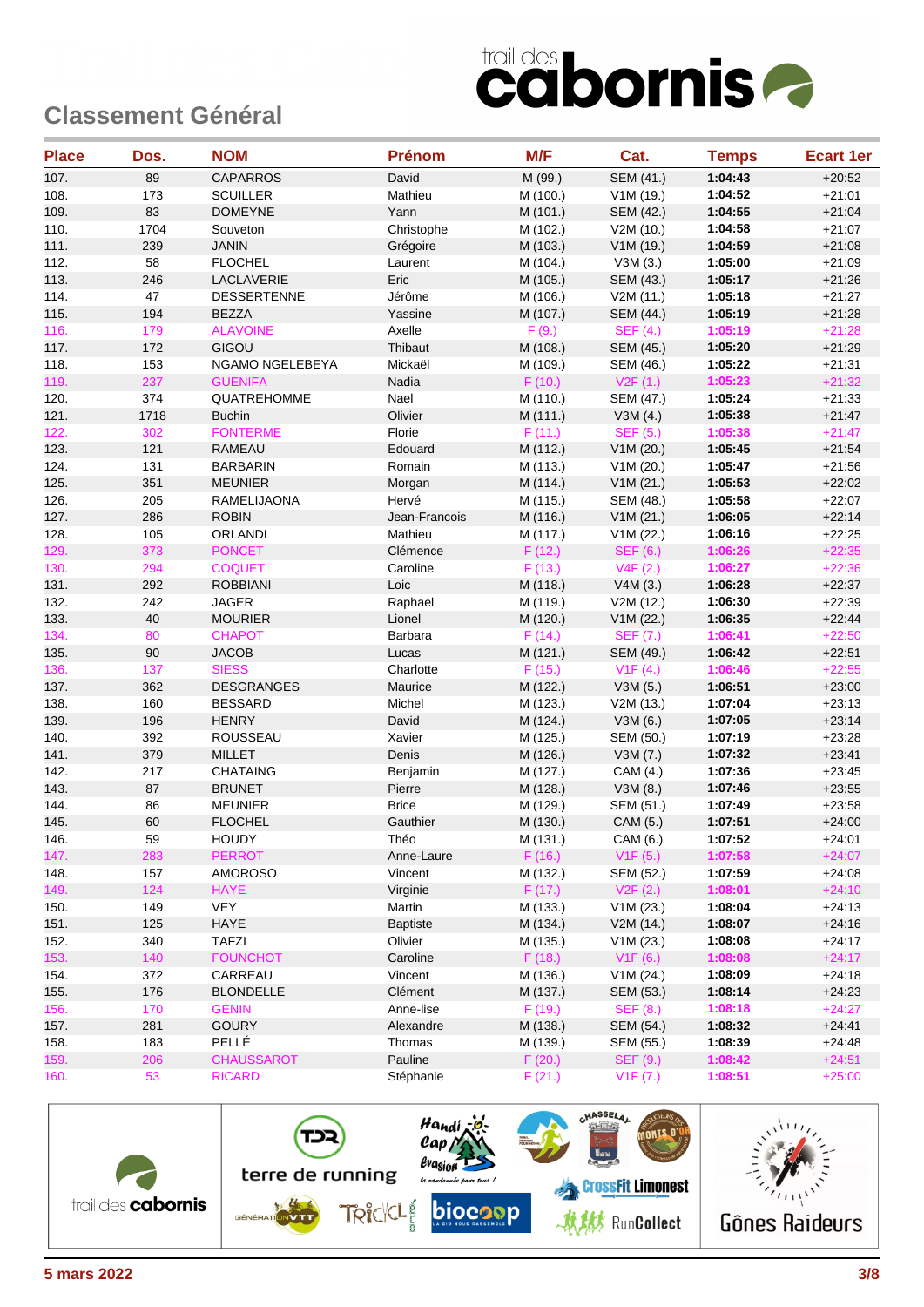## Classement Général

| Place | Dos. | NOM | Prénom | M/F | Cat. | Temps | Ecart 1er |
|---|---|---|---|---|---|---|---|
| 107. | 89 | CAPARROS | David | M (99.) | SEM (41.) | **1:04:43** | +20:52 |
| 108. | 173 | SCUILLER | Mathieu | M (100.) | V1M (19.) | **1:04:52** | +21:01 |
| 109. | 83 | DOMEYNE | Yann | M (101.) | SEM (42.) | **1:04:55** | +21:04 |
| 110. | 1704 | Souveton | Christophe | M (102.) | V2M (10.) | **1:04:58** | +21:07 |
| 111. | 239 | JANIN | Grégoire | M (103.) | V1M (19.) | **1:04:59** | +21:08 |
| 112. | 58 | FLOCHEL | Laurent | M (104.) | V3M (3.) | **1:05:00** | +21:09 |
| 113. | 246 | LACLAVERIE | Eric | M (105.) | SEM (43.) | **1:05:17** | +21:26 |
| 114. | 47 | DESSERTENNE | Jérôme | M (106.) | V2M (11.) | **1:05:18** | +21:27 |
| 115. | 194 | BEZZA | Yassine | M (107.) | SEM (44.) | **1:05:19** | +21:28 |
| 116. | 179 | ALAVOINE | Axelle | F (9.) | SEF (4.) | **1:05:19** | +21:28 |
| 117. | 172 | GIGOU | Thibaut | M (108.) | SEM (45.) | **1:05:20** | +21:29 |
| 118. | 153 | NGAMO NGELEBEYA | Mickaël | M (109.) | SEM (46.) | **1:05:22** | +21:31 |
| 119. | 237 | GUENIFA | Nadia | F (10.) | V2F (1.) | **1:05:23** | +21:32 |
| 120. | 374 | QUATREHOMME | Nael | M (110.) | SEM (47.) | **1:05:24** | +21:33 |
| 121. | 1718 | Buchin | Olivier | M (111.) | V3M (4.) | **1:05:38** | +21:47 |
| 122. | 302 | FONTERME | Florie | F (11.) | SEF (5.) | **1:05:38** | +21:47 |
| 123. | 121 | RAMEAU | Edouard | M (112.) | V1M (20.) | **1:05:45** | +21:54 |
| 124. | 131 | BARBARIN | Romain | M (113.) | V1M (20.) | **1:05:47** | +21:56 |
| 125. | 351 | MEUNIER | Morgan | M (114.) | V1M (21.) | **1:05:53** | +22:02 |
| 126. | 205 | RAMELIJAONA | Hervé | M (115.) | SEM (48.) | **1:05:58** | +22:07 |
| 127. | 286 | ROBIN | Jean-Francois | M (116.) | V1M (21.) | **1:06:05** | +22:14 |
| 128. | 105 | ORLANDI | Mathieu | M (117.) | V1M (22.) | **1:06:16** | +22:25 |
| 129. | 373 | PONCET | Clémence | F (12.) | SEF (6.) | **1:06:26** | +22:35 |
| 130. | 294 | COQUET | Caroline | F (13.) | V4F (2.) | **1:06:27** | +22:36 |
| 131. | 292 | ROBBIANI | Loic | M (118.) | V4M (3.) | **1:06:28** | +22:37 |
| 132. | 242 | JAGER | Raphael | M (119.) | V2M (12.) | **1:06:30** | +22:39 |
| 133. | 40 | MOURIER | Lionel | M (120.) | V1M (22.) | **1:06:35** | +22:44 |
| 134. | 80 | CHAPOT | Barbara | F (14.) | SEF (7.) | **1:06:41** | +22:50 |
| 135. | 90 | JACOB | Lucas | M (121.) | SEM (49.) | **1:06:42** | +22:51 |
| 136. | 137 | SIESS | Charlotte | F (15.) | V1F (4.) | **1:06:46** | +22:55 |
| 137. | 362 | DESGRANGES | Maurice | M (122.) | V3M (5.) | **1:06:51** | +23:00 |
| 138. | 160 | BESSARD | Michel | M (123.) | V2M (13.) | **1:07:04** | +23:13 |
| 139. | 196 | HENRY | David | M (124.) | V3M (6.) | **1:07:05** | +23:14 |
| 140. | 392 | ROUSSEAU | Xavier | M (125.) | SEM (50.) | **1:07:19** | +23:28 |
| 141. | 379 | MILLET | Denis | M (126.) | V3M (7.) | **1:07:32** | +23:41 |
| 142. | 217 | CHATAING | Benjamin | M (127.) | CAM (4.) | **1:07:36** | +23:45 |
| 143. | 87 | BRUNET | Pierre | M (128.) | V3M (8.) | **1:07:46** | +23:55 |
| 144. | 86 | MEUNIER | Brice | M (129.) | SEM (51.) | **1:07:49** | +23:58 |
| 145. | 60 | FLOCHEL | Gauthier | M (130.) | CAM (5.) | **1:07:51** | +24:00 |
| 146. | 59 | HOUDY | Théo | M (131.) | CAM (6.) | **1:07:52** | +24:01 |
| 147. | 283 | PERROT | Anne-Laure | F (16.) | V1F (5.) | **1:07:58** | +24:07 |
| 148. | 157 | AMOROSO | Vincent | M (132.) | SEM (52.) | **1:07:59** | +24:08 |
| 149. | 124 | HAYE | Virginie | F (17.) | V2F (2.) | **1:08:01** | +24:10 |
| 150. | 149 | VEY | Martin | M (133.) | V1M (23.) | **1:08:04** | +24:13 |
| 151. | 125 | HAYE | Baptiste | M (134.) | V2M (14.) | **1:08:07** | +24:16 |
| 152. | 340 | TAFZI | Olivier | M (135.) | V1M (23.) | **1:08:08** | +24:17 |
| 153. | 140 | FOUNCHOT | Caroline | F (18.) | V1F (6.) | **1:08:08** | +24:17 |
| 154. | 372 | CARREAU | Vincent | M (136.) | V1M (24.) | **1:08:09** | +24:18 |
| 155. | 176 | BLONDELLE | Clément | M (137.) | SEM (53.) | **1:08:14** | +24:23 |
| 156. | 170 | GENIN | Anne-lise | F (19.) | SEF (8.) | **1:08:18** | +24:27 |
| 157. | 281 | GOURY | Alexandre | M (138.) | SEM (54.) | **1:08:32** | +24:41 |
| 158. | 183 | PELLÉ | Thomas | M (139.) | SEM (55.) | **1:08:39** | +24:48 |
| 159. | 206 | CHAUSSAROT | Pauline | F (20.) | SEF (9.) | **1:08:42** | +24:51 |
| 160. | 53 | RICARD | Stéphanie | F (21.) | V1F (7.) | **1:08:51** | +25:00 |

**5 mars 2022**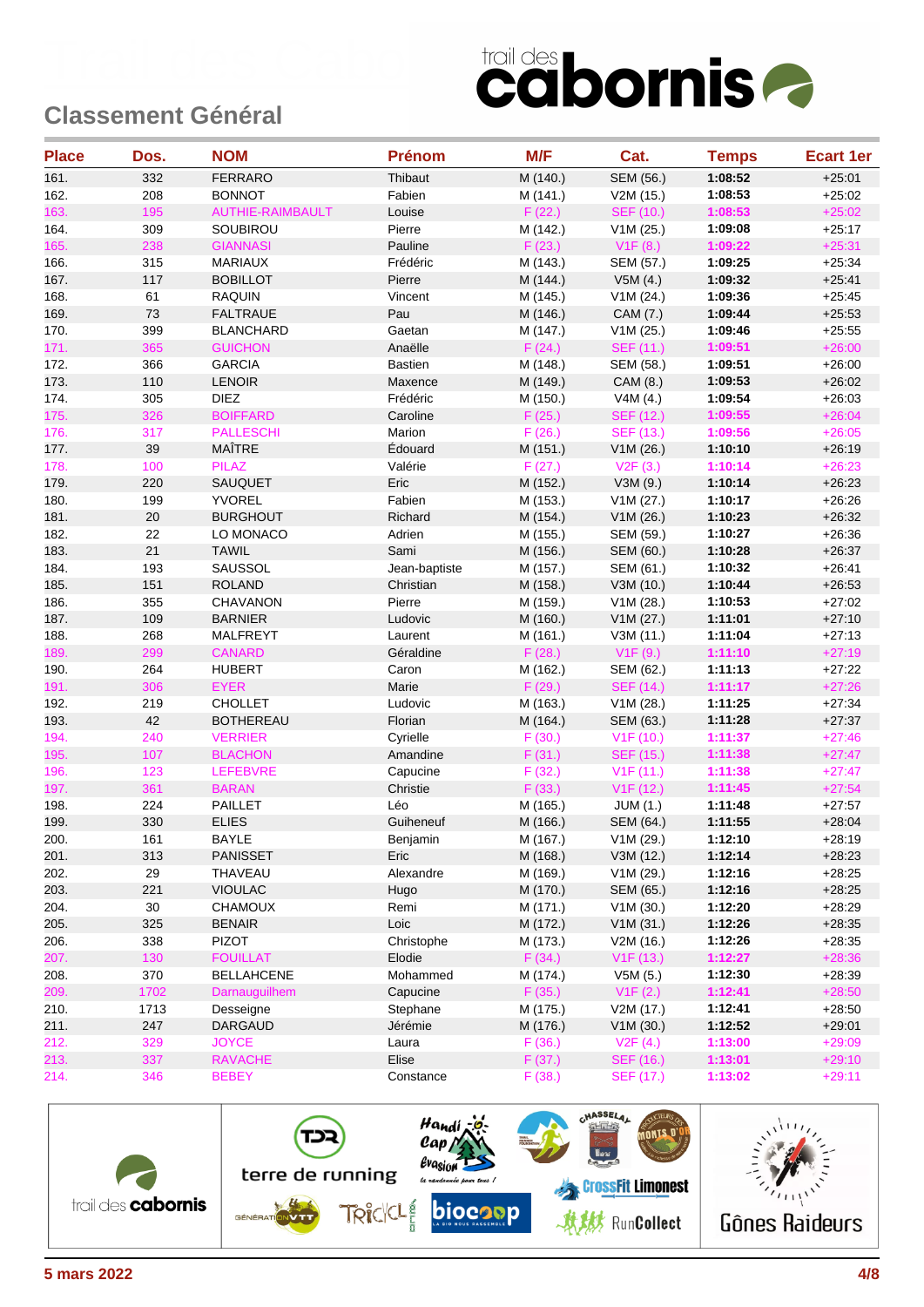## Classement Général

trail des cabornis

| Place | Dos. | NOM | Prénom | M/F | Cat. | Temps | Ecart 1er |
|---|---|---|---|---|---|---|---|
| 161. | 332 | FERRARO | Thibaut | M (140.) | SEM (56.) | **1:08:52** | +25:01 |
| 162. | 208 | BONNOT | Fabien | M (141.) | V2M (15.) | **1:08:53** | +25:02 |
| 163. | 195 | AUTHIE-RAIMBAULT | Louise | F (22.) | SEF (10.) | **1:08:53** | +25:02 |
| 164. | 309 | SOUBIROU | Pierre | M (142.) | V1M (25.) | **1:09:08** | +25:17 |
| 165. | 238 | GIANNASI | Pauline | F (23.) | V1F (8.) | **1:09:22** | +25:31 |
| 166. | 315 | MARIAUX | Frédéric | M (143.) | SEM (57.) | **1:09:25** | +25:34 |
| 167. | 117 | BOBILLOT | Pierre | M (144.) | V5M (4.) | **1:09:32** | +25:41 |
| 168. | 61 | RAQUIN | Vincent | M (145.) | V1M (24.) | **1:09:36** | +25:45 |
| 169. | 73 | FALTRAUE | Pau | M (146.) | CAM (7.) | **1:09:44** | +25:53 |
| 170. | 399 | BLANCHARD | Gaetan | M (147.) | V1M (25.) | **1:09:46** | +25:55 |
| 171. | 365 | GUICHON | Anaëlle | F (24.) | SEF (11.) | **1:09:51** | +26:00 |
| 172. | 366 | GARCIA | Bastien | M (148.) | SEM (58.) | **1:09:51** | +26:00 |
| 173. | 110 | LENOIR | Maxence | M (149.) | CAM (8.) | **1:09:53** | +26:02 |
| 174. | 305 | DIEZ | Frédéric | M (150.) | V4M (4.) | **1:09:54** | +26:03 |
| 175. | 326 | BOIFFARD | Caroline | F (25.) | SEF (12.) | **1:09:55** | +26:04 |
| 176. | 317 | PALLESCHI | Marion | F (26.) | SEF (13.) | **1:09:56** | +26:05 |
| 177. | 39 | MAÎTRE | Édouard | M (151.) | V1M (26.) | **1:10:10** | +26:19 |
| 178. | 100 | PILAZ | Valérie | F (27.) | V2F (3.) | **1:10:14** | +26:23 |
| 179. | 220 | SAUQUET | Eric | M (152.) | V3M (9.) | **1:10:14** | +26:23 |
| 180. | 199 | YVOREL | Fabien | M (153.) | V1M (27.) | **1:10:17** | +26:26 |
| 181. | 20 | BURGHOUT | Richard | M (154.) | V1M (26.) | **1:10:23** | +26:32 |
| 182. | 22 | LO MONACO | Adrien | M (155.) | SEM (59.) | **1:10:27** | +26:36 |
| 183. | 21 | TAWIL | Sami | M (156.) | SEM (60.) | **1:10:28** | +26:37 |
| 184. | 193 | SAUSSOL | Jean-baptiste | M (157.) | SEM (61.) | **1:10:32** | +26:41 |
| 185. | 151 | ROLAND | Christian | M (158.) | V3M (10.) | **1:10:44** | +26:53 |
| 186. | 355 | CHAVANON | Pierre | M (159.) | V1M (28.) | **1:10:53** | +27:02 |
| 187. | 109 | BARNIER | Ludovic | M (160.) | V1M (27.) | **1:11:01** | +27:10 |
| 188. | 268 | MALFREYT | Laurent | M (161.) | V3M (11.) | **1:11:04** | +27:13 |
| 189. | 299 | CANARD | Géraldine | F (28.) | V1F (9.) | **1:11:10** | +27:19 |
| 190. | 264 | HUBERT | Caron | M (162.) | SEM (62.) | **1:11:13** | +27:22 |
| 191. | 306 | EYER | Marie | F (29.) | SEF (14.) | **1:11:17** | +27:26 |
| 192. | 219 | CHOLLET | Ludovic | M (163.) | V1M (28.) | **1:11:25** | +27:34 |
| 193. | 42 | BOTHEREAU | Florian | M (164.) | SEM (63.) | **1:11:28** | +27:37 |
| 194. | 240 | VERRIER | Cyrielle | F (30.) | V1F (10.) | **1:11:37** | +27:46 |
| 195. | 107 | BLACHON | Amandine | F (31.) | SEF (15.) | **1:11:38** | +27:47 |
| 196. | 123 | LEFEBVRE | Capucine | F (32.) | V1F (11.) | **1:11:38** | +27:47 |
| 197. | 361 | BARAN | Christie | F (33.) | V1F (12.) | **1:11:45** | +27:54 |
| 198. | 224 | PAILLET | Léo | M (165.) | JUM (1.) | **1:11:48** | +27:57 |
| 199. | 330 | ELIES | Guiheneuf | M (166.) | SEM (64.) | **1:11:55** | +28:04 |
| 200. | 161 | BAYLE | Benjamin | M (167.) | V1M (29.) | **1:12:10** | +28:19 |
| 201. | 313 | PANISSET | Eric | M (168.) | V3M (12.) | **1:12:14** | +28:23 |
| 202. | 29 | THAVEAU | Alexandre | M (169.) | V1M (29.) | **1:12:16** | +28:25 |
| 203. | 221 | VIOULAC | Hugo | M (170.) | SEM (65.) | **1:12:16** | +28:25 |
| 204. | 30 | CHAMOUX | Remi | M (171.) | V1M (30.) | **1:12:20** | +28:29 |
| 205. | 325 | BENAIR | Loic | M (172.) | V1M (31.) | **1:12:26** | +28:35 |
| 206. | 338 | PIZOT | Christophe | M (173.) | V2M (16.) | **1:12:26** | +28:35 |
| 207. | 130 | FOUILLAT | Elodie | F (34.) | V1F (13.) | **1:12:27** | +28:36 |
| 208. | 370 | BELLAHCENE | Mohammed | M (174.) | V5M (5.) | **1:12:30** | +28:39 |
| 209. | 1702 | Darnauguilhem | Capucine | F (35.) | V1F (2.) | **1:12:41** | +28:50 |
| 210. | 1713 | Desseigne | Stephane | M (175.) | V2M (17.) | **1:12:41** | +28:50 |
| 211. | 247 | DARGAUD | Jérémie | M (176.) | V1M (30.) | **1:12:52** | +29:01 |
| 212. | 329 | JOYCE | Laura | F (36.) | V2F (4.) | **1:13:00** | +29:09 |
| 213. | 337 | RAVACHE | Elise | F (37.) | SEF (16.) | **1:13:01** | +29:10 |
| 214. | 346 | BEBEY | Constance | F (38.) | SEF (17.) | **1:13:02** | +29:11 |

trail des cabornis — terre de running — Handi Cap Évasion — Chasselay — Monts d'Or — CrossFit Limonest — Génération VTT — Trickl — biocoop — RunCollect — Gônes Raideurs

**5 mars 2022**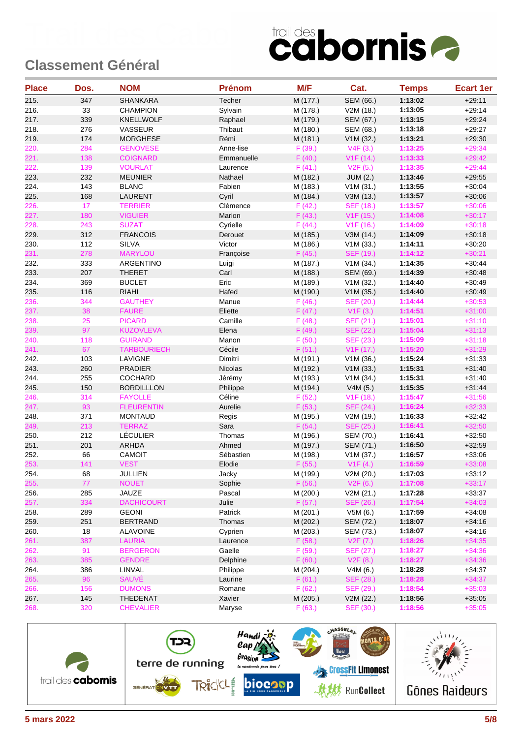## Classement Général

| Place | Dos. | NOM | Prénom | M/F | Cat. | Temps | Ecart 1er |
|---|---|---|---|---|---|---|---|
| 215. | 347 | SHANKARA | Techer | M (177.) | SEM (66.) | 1:13:02 | +29:11 |
| 216. | 33 | CHAMPION | Sylvain | M (178.) | V2M (18.) | 1:13:05 | +29:14 |
| 217. | 339 | KNELLWOLF | Raphael | M (179.) | SEM (67.) | 1:13:15 | +29:24 |
| 218. | 276 | VASSEUR | Thibaut | M (180.) | SEM (68.) | 1:13:18 | +29:27 |
| 219. | 174 | MORGHESE | Rémi | M (181.) | V1M (32.) | 1:13:21 | +29:30 |
| 220. | 284 | GENOVESE | Anne-lise | F (39.) | V4F (3.) | 1:13:25 | +29:34 |
| 221. | 138 | COIGNARD | Emmanuelle | F (40.) | V1F (14.) | 1:13:33 | +29:42 |
| 222. | 139 | VOURLAT | Laurence | F (41.) | V2F (5.) | 1:13:35 | +29:44 |
| 223. | 232 | MEUNIER | Nathael | M (182.) | JUM (2.) | 1:13:46 | +29:55 |
| 224. | 143 | BLANC | Fabien | M (183.) | V1M (31.) | 1:13:55 | +30:04 |
| 225. | 168 | LAURENT | Cyril | M (184.) | V3M (13.) | 1:13:57 | +30:06 |
| 226. | 17 | TERRIER | Clémence | F (42.) | SEF (18.) | 1:13:57 | +30:06 |
| 227. | 180 | VIGUIER | Marion | F (43.) | V1F (15.) | 1:14:08 | +30:17 |
| 228. | 243 | SUZAT | Cyrielle | F (44.) | V1F (16.) | 1:14:09 | +30:18 |
| 229. | 312 | FRANCOIS | Derouet | M (185.) | V3M (14.) | 1:14:09 | +30:18 |
| 230. | 112 | SILVA | Victor | M (186.) | V1M (33.) | 1:14:11 | +30:20 |
| 231. | 278 | MARYLOU | Françoise | F (45.) | SEF (19.) | 1:14:12 | +30:21 |
| 232. | 333 | ARGENTINO | Luigi | M (187.) | V1M (34.) | 1:14:35 | +30:44 |
| 233. | 207 | THERET | Carl | M (188.) | SEM (69.) | 1:14:39 | +30:48 |
| 234. | 369 | BUCLET | Eric | M (189.) | V1M (32.) | 1:14:40 | +30:49 |
| 235. | 116 | RIAHI | Hafed | M (190.) | V1M (35.) | 1:14:40 | +30:49 |
| 236. | 344 | GAUTHEY | Manue | F (46.) | SEF (20.) | 1:14:44 | +30:53 |
| 237. | 38 | FAURE | Eliette | F (47.) | V1F (3.) | 1:14:51 | +31:00 |
| 238. | 25 | PICARD | Camille | F (48.) | SEF (21.) | 1:15:01 | +31:10 |
| 239. | 97 | KUZOVLEVA | Elena | F (49.) | SEF (22.) | 1:15:04 | +31:13 |
| 240. | 118 | GUIRAND | Manon | F (50.) | SEF (23.) | 1:15:09 | +31:18 |
| 241. | 67 | TARBOURIECH | Cécile | F (51.) | V1F (17.) | 1:15:20 | +31:29 |
| 242. | 103 | LAVIGNE | Dimitri | M (191.) | V1M (36.) | 1:15:24 | +31:33 |
| 243. | 260 | PRADIER | Nicolas | M (192.) | V1M (33.) | 1:15:31 | +31:40 |
| 244. | 255 | COCHARD | Jérémy | M (193.) | V1M (34.) | 1:15:31 | +31:40 |
| 245. | 150 | BORDILLLON | Philippe | M (194.) | V4M (5.) | 1:15:35 | +31:44 |
| 246. | 314 | FAYOLLE | Céline | F (52.) | V1F (18.) | 1:15:47 | +31:56 |
| 247. | 93 | FLEURENTIN | Aurelie | F (53.) | SEF (24.) | 1:16:24 | +32:33 |
| 248. | 371 | MONTAUD | Regis | M (195.) | V2M (19.) | 1:16:33 | +32:42 |
| 249. | 213 | TERRAZ | Sara | F (54.) | SEF (25.) | 1:16:41 | +32:50 |
| 250. | 212 | LÉCULIER | Thomas | M (196.) | SEM (70.) | 1:16:41 | +32:50 |
| 251. | 201 | ARHDA | Ahmed | M (197.) | SEM (71.) | 1:16:50 | +32:59 |
| 252. | 66 | CAMOIT | Sébastien | M (198.) | V1M (37.) | 1:16:57 | +33:06 |
| 253. | 141 | VEST | Elodie | F (55.) | V1F (4.) | 1:16:59 | +33:08 |
| 254. | 68 | JULLIEN | Jacky | M (199.) | V2M (20.) | 1:17:03 | +33:12 |
| 255. | 77 | NOUET | Sophie | F (56.) | V2F (6.) | 1:17:08 | +33:17 |
| 256. | 285 | JAUZE | Pascal | M (200.) | V2M (21.) | 1:17:28 | +33:37 |
| 257. | 334 | DACHICOURT | Julie | F (57.) | SEF (26.) | 1:17:54 | +34:03 |
| 258. | 289 | GEONI | Patrick | M (201.) | V5M (6.) | 1:17:59 | +34:08 |
| 259. | 251 | BERTRAND | Thomas | M (202.) | SEM (72.) | 1:18:07 | +34:16 |
| 260. | 18 | ALAVOINE | Cyprien | M (203.) | SEM (73.) | 1:18:07 | +34:16 |
| 261. | 387 | LAURIA | Laurence | F (58.) | V2F (7.) | 1:18:26 | +34:35 |
| 262. | 91 | BERGERON | Gaelle | F (59.) | SEF (27.) | 1:18:27 | +34:36 |
| 263. | 385 | GENDRE | Delphine | F (60.) | V2F (8.) | 1:18:27 | +34:36 |
| 264. | 386 | LINVAL | Philippe | M (204.) | V4M (6.) | 1:18:28 | +34:37 |
| 265. | 96 | SAUVÉ | Laurine | F (61.) | SEF (28.) | 1:18:28 | +34:37 |
| 266. | 156 | DUMONS | Romane | F (62.) | SEF (29.) | 1:18:54 | +35:03 |
| 267. | 145 | THEDENAT | Xavier | M (205.) | V2M (22.) | 1:18:56 | +35:05 |
| 268. | 320 | CHEVALIER | Maryse | F (63.) | SEF (30.) | 1:18:56 | +35:05 |

5 mars 2022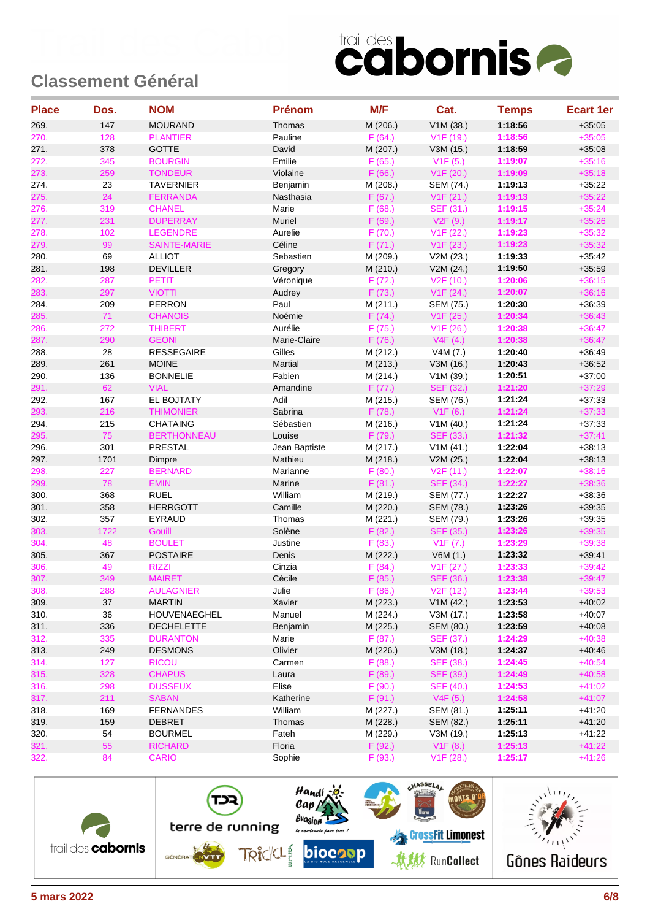## Classement Général

| Place | Dos. | NOM | Prénom | M/F | Cat. | Temps | Ecart 1er |
|---|---|---|---|---|---|---|---|
| 269. | 147 | MOURAND | Thomas | M (206.) | V1M (38.) | 1:18:56 | +35:05 |
| 270. | 128 | PLANTIER | Pauline | F (64.) | V1F (19.) | 1:18:56 | +35:05 |
| 271. | 378 | GOTTE | David | M (207.) | V3M (15.) | 1:18:59 | +35:08 |
| 272. | 345 | BOURGIN | Emilie | F (65.) | V1F (5.) | 1:19:07 | +35:16 |
| 273. | 259 | TONDEUR | Violaine | F (66.) | V1F (20.) | 1:19:09 | +35:18 |
| 274. | 23 | TAVERNIER | Benjamin | M (208.) | SEM (74.) | 1:19:13 | +35:22 |
| 275. | 24 | FERRANDA | Nasthasia | F (67.) | V1F (21.) | 1:19:13 | +35:22 |
| 276. | 319 | CHANEL | Marie | F (68.) | SEF (31.) | 1:19:15 | +35:24 |
| 277. | 231 | DUPERRAY | Muriel | F (69.) | V2F (9.) | 1:19:17 | +35:26 |
| 278. | 102 | LEGENDRE | Aurelie | F (70.) | V1F (22.) | 1:19:23 | +35:32 |
| 279. | 99 | SAINTE-MARIE | Céline | F (71.) | V1F (23.) | 1:19:23 | +35:32 |
| 280. | 69 | ALLIOT | Sebastien | M (209.) | V2M (23.) | 1:19:33 | +35:42 |
| 281. | 198 | DEVILLER | Gregory | M (210.) | V2M (24.) | 1:19:50 | +35:59 |
| 282. | 287 | PETIT | Véronique | F (72.) | V2F (10.) | 1:20:06 | +36:15 |
| 283. | 297 | VIOTTI | Audrey | F (73.) | V1F (24.) | 1:20:07 | +36:16 |
| 284. | 209 | PERRON | Paul | M (211.) | SEM (75.) | 1:20:30 | +36:39 |
| 285. | 71 | CHANOIS | Noémie | F (74.) | V1F (25.) | 1:20:34 | +36:43 |
| 286. | 272 | THIBERT | Aurélie | F (75.) | V1F (26.) | 1:20:38 | +36:47 |
| 287. | 290 | GEONI | Marie-Claire | F (76.) | V4F (4.) | 1:20:38 | +36:47 |
| 288. | 28 | RESSEGAIRE | Gilles | M (212.) | V4M (7.) | 1:20:40 | +36:49 |
| 289. | 261 | MOINE | Martial | M (213.) | V3M (16.) | 1:20:43 | +36:52 |
| 290. | 136 | BONNELIE | Fabien | M (214.) | V1M (39.) | 1:20:51 | +37:00 |
| 291. | 62 | VIAL | Amandine | F (77.) | SEF (32.) | 1:21:20 | +37:29 |
| 292. | 167 | EL BOJTATY | Adil | M (215.) | SEM (76.) | 1:21:24 | +37:33 |
| 293. | 216 | THIMONIER | Sabrina | F (78.) | V1F (6.) | 1:21:24 | +37:33 |
| 294. | 215 | CHATAING | Sébastien | M (216.) | V1M (40.) | 1:21:24 | +37:33 |
| 295. | 75 | BERTHONNEAU | Louise | F (79.) | SEF (33.) | 1:21:32 | +37:41 |
| 296. | 301 | PRESTAL | Jean Baptiste | M (217.) | V1M (41.) | 1:22:04 | +38:13 |
| 297. | 1701 | Dimpre | Mathieu | M (218.) | V2M (25.) | 1:22:04 | +38:13 |
| 298. | 227 | BERNARD | Marianne | F (80.) | V2F (11.) | 1:22:07 | +38:16 |
| 299. | 78 | EMIN | Marine | F (81.) | SEF (34.) | 1:22:27 | +38:36 |
| 300. | 368 | RUEL | William | M (219.) | SEM (77.) | 1:22:27 | +38:36 |
| 301. | 358 | HERRGOTT | Camille | M (220.) | SEM (78.) | 1:23:26 | +39:35 |
| 302. | 357 | EYRAUD | Thomas | M (221.) | SEM (79.) | 1:23:26 | +39:35 |
| 303. | 1722 | Gouill | Solène | F (82.) | SEF (35.) | 1:23:26 | +39:35 |
| 304. | 48 | BOULET | Justine | F (83.) | V1F (7.) | 1:23:29 | +39:38 |
| 305. | 367 | POSTAIRE | Denis | M (222.) | V6M (1.) | 1:23:32 | +39:41 |
| 306. | 49 | RIZZI | Cinzia | F (84.) | V1F (27.) | 1:23:33 | +39:42 |
| 307. | 349 | MAIRET | Cécile | F (85.) | SEF (36.) | 1:23:38 | +39:47 |
| 308. | 288 | AULAGNIER | Julie | F (86.) | V2F (12.) | 1:23:44 | +39:53 |
| 309. | 37 | MARTIN | Xavier | M (223.) | V1M (42.) | 1:23:53 | +40:02 |
| 310. | 36 | HOUVENAEGHEL | Manuel | M (224.) | V3M (17.) | 1:23:58 | +40:07 |
| 311. | 336 | DECHELETTE | Benjamin | M (225.) | SEM (80.) | 1:23:59 | +40:08 |
| 312. | 335 | DURANTON | Marie | F (87.) | SEF (37.) | 1:24:29 | +40:38 |
| 313. | 249 | DESMONS | Olivier | M (226.) | V3M (18.) | 1:24:37 | +40:46 |
| 314. | 127 | RICOU | Carmen | F (88.) | SEF (38.) | 1:24:45 | +40:54 |
| 315. | 328 | CHAPUS | Laura | F (89.) | SEF (39.) | 1:24:49 | +40:58 |
| 316. | 298 | DUSSEUX | Elise | F (90.) | SEF (40.) | 1:24:53 | +41:02 |
| 317. | 211 | SABAN | Katherine | F (91.) | V4F (5.) | 1:24:58 | +41:07 |
| 318. | 169 | FERNANDES | William | M (227.) | SEM (81.) | 1:25:11 | +41:20 |
| 319. | 159 | DEBRET | Thomas | M (228.) | SEM (82.) | 1:25:11 | +41:20 |
| 320. | 54 | BOURMEL | Fateh | M (229.) | V3M (19.) | 1:25:13 | +41:22 |
| 321. | 55 | RICHARD | Floria | F (92.) | V1F (8.) | 1:25:13 | +41:22 |
| 322. | 84 | CARIO | Sophie | F (93.) | V1F (28.) | 1:25:17 | +41:26 |

5 mars 2022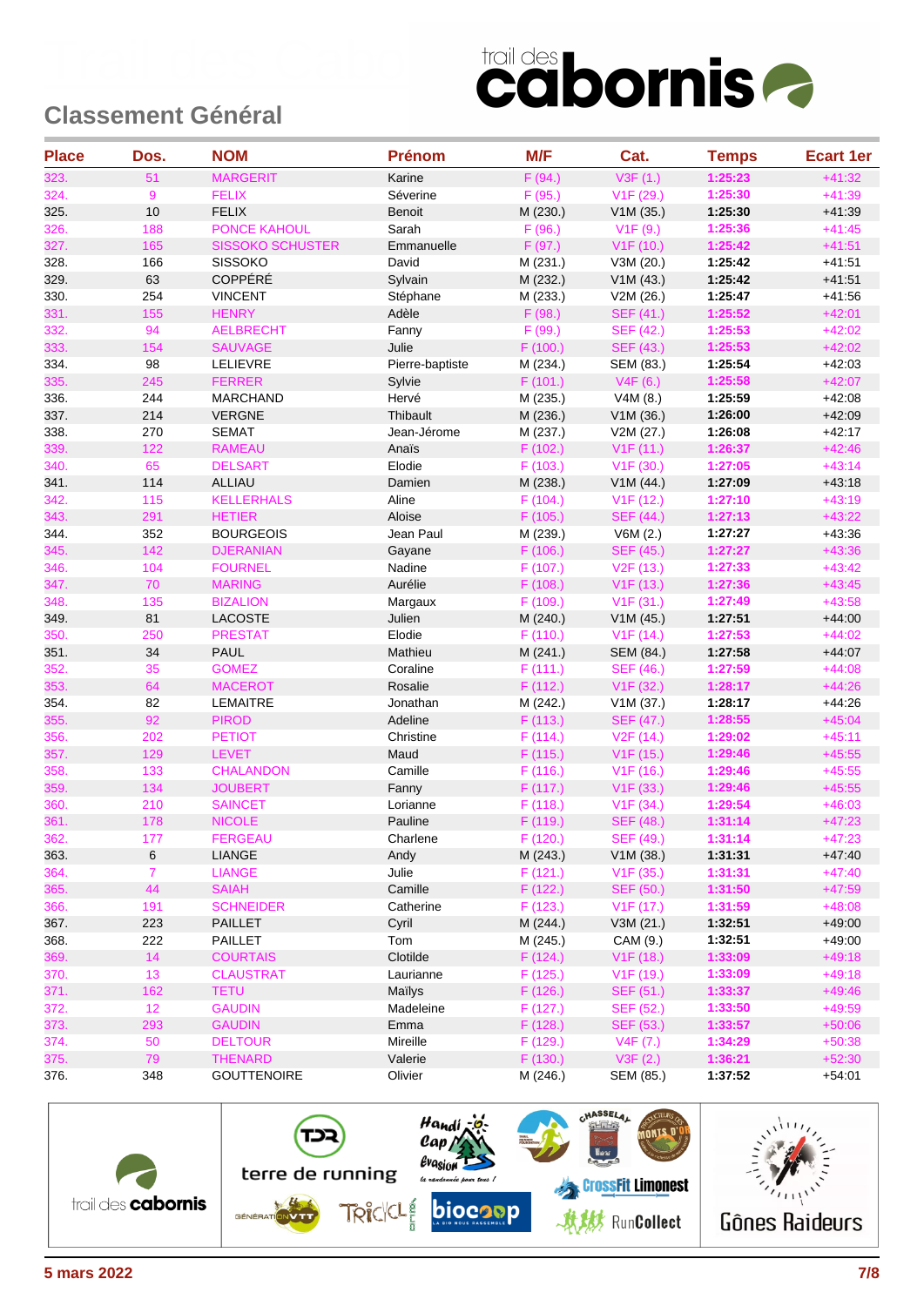## Classement Général

| Place | Dos. | NOM | Prénom | M/F | Cat. | Temps | Ecart 1er |
|---|---|---|---|---|---|---|---|
| 323. | 51 | MARGERIT | Karine | F (94.) | V3F (1.) | 1:25:23 | +41:32 |
| 324. | 9 | FELIX | Séverine | F (95.) | V1F (29.) | 1:25:30 | +41:39 |
| 325. | 10 | FELIX | Benoit | M (230.) | V1M (35.) | 1:25:30 | +41:39 |
| 326. | 188 | PONCE KAHOUL | Sarah | F (96.) | V1F (9.) | 1:25:36 | +41:45 |
| 327. | 165 | SISSOKO SCHUSTER | Emmanuelle | F (97.) | V1F (10.) | 1:25:42 | +41:51 |
| 328. | 166 | SISSOKO | David | M (231.) | V3M (20.) | 1:25:42 | +41:51 |
| 329. | 63 | COPPÉRÉ | Sylvain | M (232.) | V1M (43.) | 1:25:42 | +41:51 |
| 330. | 254 | VINCENT | Stéphane | M (233.) | V2M (26.) | 1:25:47 | +41:56 |
| 331. | 155 | HENRY | Adèle | F (98.) | SEF (41.) | 1:25:52 | +42:01 |
| 332. | 94 | AELBRECHT | Fanny | F (99.) | SEF (42.) | 1:25:53 | +42:02 |
| 333. | 154 | SAUVAGE | Julie | F (100.) | SEF (43.) | 1:25:53 | +42:02 |
| 334. | 98 | LELIEVRE | Pierre-baptiste | M (234.) | SEM (83.) | 1:25:54 | +42:03 |
| 335. | 245 | FERRER | Sylvie | F (101.) | V4F (6.) | 1:25:58 | +42:07 |
| 336. | 244 | MARCHAND | Hervé | M (235.) | V4M (8.) | 1:25:59 | +42:08 |
| 337. | 214 | VERGNE | Thibault | M (236.) | V1M (36.) | 1:26:00 | +42:09 |
| 338. | 270 | SEMAT | Jean-Jérome | M (237.) | V2M (27.) | 1:26:08 | +42:17 |
| 339. | 122 | RAMEAU | Anaïs | F (102.) | V1F (11.) | 1:26:37 | +42:46 |
| 340. | 65 | DELSART | Elodie | F (103.) | V1F (30.) | 1:27:05 | +43:14 |
| 341. | 114 | ALLIAU | Damien | M (238.) | V1M (44.) | 1:27:09 | +43:18 |
| 342. | 115 | KELLERHALS | Aline | F (104.) | V1F (12.) | 1:27:10 | +43:19 |
| 343. | 291 | HETIER | Aloise | F (105.) | SEF (44.) | 1:27:13 | +43:22 |
| 344. | 352 | BOURGEOIS | Jean Paul | M (239.) | V6M (2.) | 1:27:27 | +43:36 |
| 345. | 142 | DJERANIAN | Gayane | F (106.) | SEF (45.) | 1:27:27 | +43:36 |
| 346. | 104 | FOURNEL | Nadine | F (107.) | V2F (13.) | 1:27:33 | +43:42 |
| 347. | 70 | MARING | Aurélie | F (108.) | V1F (13.) | 1:27:36 | +43:45 |
| 348. | 135 | BIZALION | Margaux | F (109.) | V1F (31.) | 1:27:49 | +43:58 |
| 349. | 81 | LACOSTE | Julien | M (240.) | V1M (45.) | 1:27:51 | +44:00 |
| 350. | 250 | PRESTAT | Elodie | F (110.) | V1F (14.) | 1:27:53 | +44:02 |
| 351. | 34 | PAUL | Mathieu | M (241.) | SEM (84.) | 1:27:58 | +44:07 |
| 352. | 35 | GOMEZ | Coraline | F (111.) | SEF (46.) | 1:27:59 | +44:08 |
| 353. | 64 | MACEROT | Rosalie | F (112.) | V1F (32.) | 1:28:17 | +44:26 |
| 354. | 82 | LEMAITRE | Jonathan | M (242.) | V1M (37.) | 1:28:17 | +44:26 |
| 355. | 92 | PIROD | Adeline | F (113.) | SEF (47.) | 1:28:55 | +45:04 |
| 356. | 202 | PETIOT | Christine | F (114.) | V2F (14.) | 1:29:02 | +45:11 |
| 357. | 129 | LEVET | Maud | F (115.) | V1F (15.) | 1:29:46 | +45:55 |
| 358. | 133 | CHALANDON | Camille | F (116.) | V1F (16.) | 1:29:46 | +45:55 |
| 359. | 134 | JOUBERT | Fanny | F (117.) | V1F (33.) | 1:29:46 | +45:55 |
| 360. | 210 | SAINCET | Lorianne | F (118.) | V1F (34.) | 1:29:54 | +46:03 |
| 361. | 178 | NICOLE | Pauline | F (119.) | SEF (48.) | 1:31:14 | +47:23 |
| 362. | 177 | FERGEAU | Charlene | F (120.) | SEF (49.) | 1:31:14 | +47:23 |
| 363. | 6 | LIANGE | Andy | M (243.) | V1M (38.) | 1:31:31 | +47:40 |
| 364. | 7 | LIANGE | Julie | F (121.) | V1F (35.) | 1:31:31 | +47:40 |
| 365. | 44 | SAIAH | Camille | F (122.) | SEF (50.) | 1:31:50 | +47:59 |
| 366. | 191 | SCHNEIDER | Catherine | F (123.) | V1F (17.) | 1:31:59 | +48:08 |
| 367. | 223 | PAILLET | Cyril | M (244.) | V3M (21.) | 1:32:51 | +49:00 |
| 368. | 222 | PAILLET | Tom | M (245.) | CAM (9.) | 1:32:51 | +49:00 |
| 369. | 14 | COURTAIS | Clotilde | F (124.) | V1F (18.) | 1:33:09 | +49:18 |
| 370. | 13 | CLAUSTRAT | Laurianne | F (125.) | V1F (19.) | 1:33:09 | +49:18 |
| 371. | 162 | TETU | Maïlys | F (126.) | SEF (51.) | 1:33:37 | +49:46 |
| 372. | 12 | GAUDIN | Madeleine | F (127.) | SEF (52.) | 1:33:50 | +49:59 |
| 373. | 293 | GAUDIN | Emma | F (128.) | SEF (53.) | 1:33:57 | +50:06 |
| 374. | 50 | DELTOUR | Mireille | F (129.) | V4F (7.) | 1:34:29 | +50:38 |
| 375. | 79 | THENARD | Valerie | F (130.) | V3F (2.) | 1:36:21 | +52:30 |
| 376. | 348 | GOUTTENOIRE | Olivier | M (246.) | SEM (85.) | 1:37:52 | +54:01 |

5 mars 2022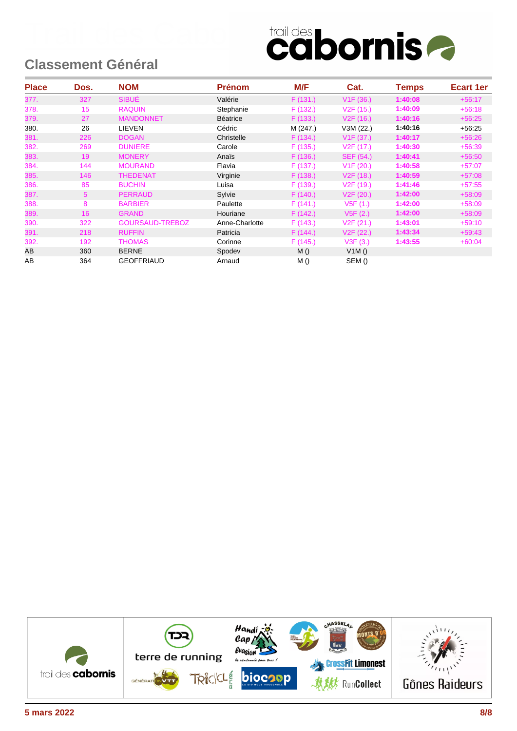## Classement Général

| Place | Dos. | NOM | Prénom | M/F | Cat. | Temps | Ecart 1er |
|---|---|---|---|---|---|---|---|
| 377. | 327 | SIBUÉ | Valérie | F (131.) | V1F (36.) | 1:40:08 | +56:17 |
| 378. | 15 | RAQUIN | Stephanie | F (132.) | V2F (15.) | 1:40:09 | +56:18 |
| 379. | 27 | MANDONNET | Béatrice | F (133.) | V2F (16.) | 1:40:16 | +56:25 |
| 380. | 26 | LIEVEN | Cédric | M (247.) | V3M (22.) | 1:40:16 | +56:25 |
| 381. | 226 | DOGAN | Christelle | F (134.) | V1F (37.) | 1:40:17 | +56:26 |
| 382. | 269 | DUNIERE | Carole | F (135.) | V2F (17.) | 1:40:30 | +56:39 |
| 383. | 19 | MONERY | Anaïs | F (136.) | SEF (54.) | 1:40:41 | +56:50 |
| 384. | 144 | MOURAND | Flavia | F (137.) | V1F (20.) | 1:40:58 | +57:07 |
| 385. | 146 | THEDENAT | Virginie | F (138.) | V2F (18.) | 1:40:59 | +57:08 |
| 386. | 85 | BUCHIN | Luisa | F (139.) | V2F (19.) | 1:41:46 | +57:55 |
| 387. | 5 | PERRAUD | Sylvie | F (140.) | V2F (20.) | 1:42:00 | +58:09 |
| 388. | 8 | BARBIER | Paulette | F (141.) | V5F (1.) | 1:42:00 | +58:09 |
| 389. | 16 | GRAND | Houriane | F (142.) | V5F (2.) | 1:42:00 | +58:09 |
| 390. | 322 | GOURSAUD-TREBOZ | Anne-Charlotte | F (143.) | V2F (21.) | 1:43:01 | +59:10 |
| 391. | 218 | RUFFIN | Patricia | F (144.) | V2F (22.) | 1:43:34 | +59:43 |
| 392. | 192 | THOMAS | Corinne | F (145.) | V3F (3.) | 1:43:55 | +60:04 |
| AB | 360 | BERNE | Spodev | M () | V1M () | | |
| AB | 364 | GEOFFRIAUD | Arnaud | M () | SEM () | | |

5 mars 2022